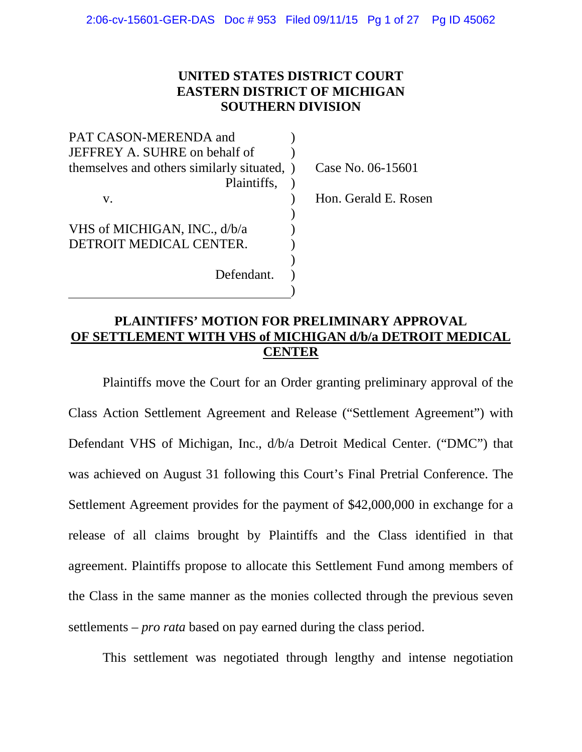**UNITED STATES DISTRICT COURT**
**EASTERN DISTRICT OF MICHIGAN**
**SOUTHERN DIVISION**

| | | |
|---|---|---|
| PAT CASON-MERENDA and JEFFREY A. SUHRE on behalf of themselves and others similarly situated, | ) | Case No. 06-15601 |
| Plaintiffs, | ) | |
| v. | ) | Hon. Gerald E. Rosen |
| VHS of MICHIGAN, INC., d/b/a DETROIT MEDICAL CENTER. | ) | |
| Defendant. | ) | |

**PLAINTIFFS' MOTION FOR PRELIMINARY APPROVAL OF SETTLEMENT WITH VHS of MICHIGAN d/b/a DETROIT MEDICAL CENTER**

Plaintiffs move the Court for an Order granting preliminary approval of the Class Action Settlement Agreement and Release ("Settlement Agreement") with Defendant VHS of Michigan, Inc., d/b/a Detroit Medical Center. ("DMC") that was achieved on August 31 following this Court's Final Pretrial Conference. The Settlement Agreement provides for the payment of $42,000,000 in exchange for a release of all claims brought by Plaintiffs and the Class identified in that agreement. Plaintiffs propose to allocate this Settlement Fund among members of the Class in the same manner as the monies collected through the previous seven settlements – *pro rata* based on pay earned during the class period.

This settlement was negotiated through lengthy and intense negotiation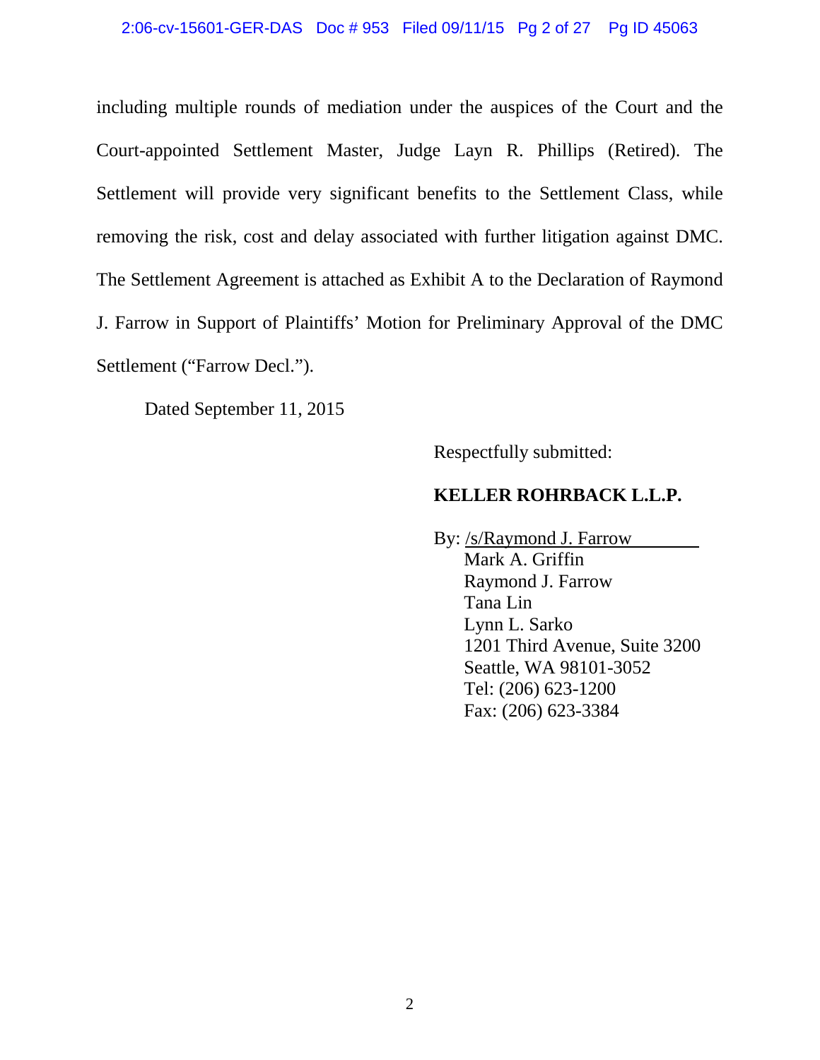including multiple rounds of mediation under the auspices of the Court and the Court-appointed Settlement Master, Judge Layn R. Phillips (Retired). The Settlement will provide very significant benefits to the Settlement Class, while removing the risk, cost and delay associated with further litigation against DMC. The Settlement Agreement is attached as Exhibit A to the Declaration of Raymond J. Farrow in Support of Plaintiffs' Motion for Preliminary Approval of the DMC Settlement ("Farrow Decl.").

Dated September 11, 2015

Respectfully submitted:

**KELLER ROHRBACK L.L.P.**

By: /s/Raymond J. Farrow
Mark A. Griffin
Raymond J. Farrow
Tana Lin
Lynn L. Sarko
1201 Third Avenue, Suite 3200
Seattle, WA 98101-3052
Tel: (206) 623-1200
Fax: (206) 623-3384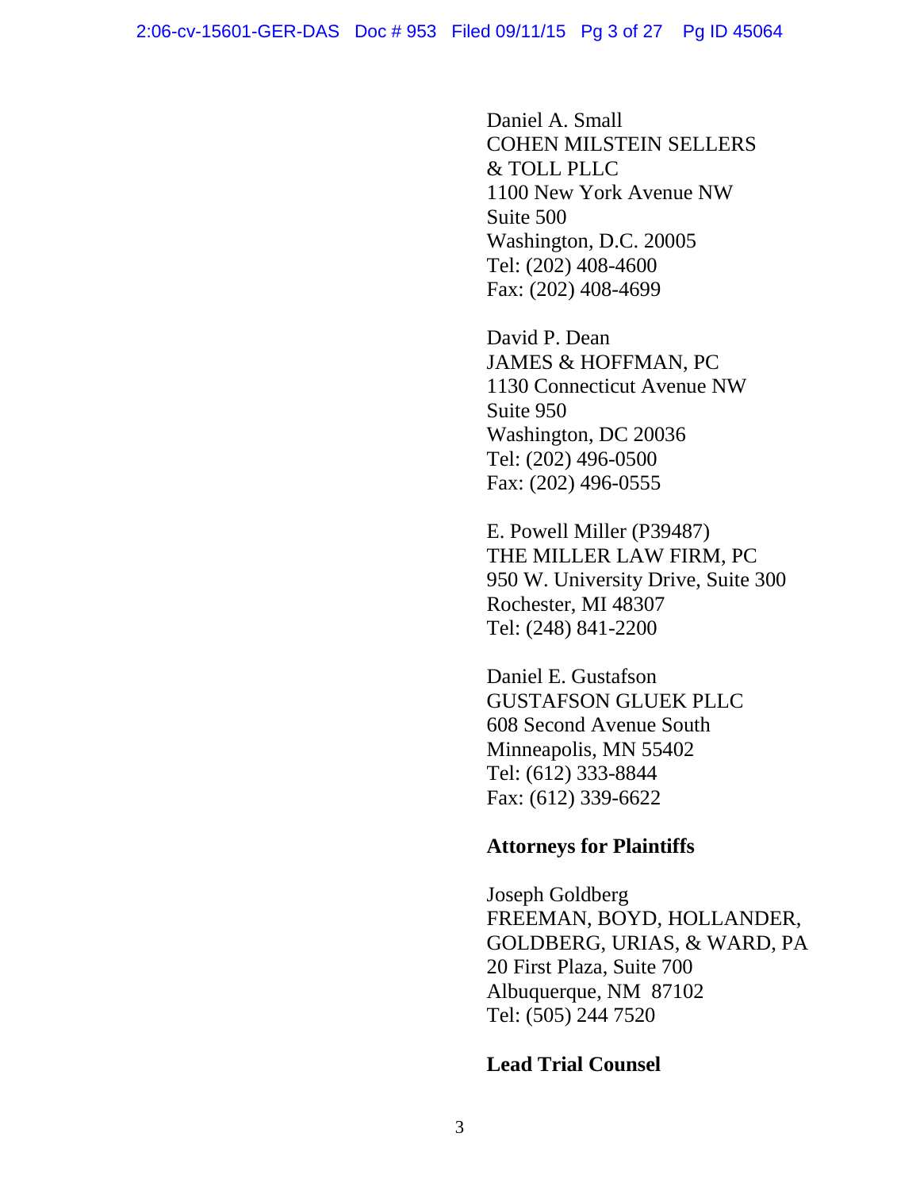Daniel A. Small
COHEN MILSTEIN SELLERS
& TOLL PLLC
1100 New York Avenue NW
Suite 500
Washington, D.C. 20005
Tel: (202) 408-4600
Fax: (202) 408-4699

David P. Dean
JAMES & HOFFMAN, PC
1130 Connecticut Avenue NW
Suite 950
Washington, DC 20036
Tel: (202) 496-0500
Fax: (202) 496-0555

E. Powell Miller (P39487)
THE MILLER LAW FIRM, PC
950 W. University Drive, Suite 300
Rochester, MI 48307
Tel: (248) 841-2200

Daniel E. Gustafson
GUSTAFSON GLUEK PLLC
608 Second Avenue South
Minneapolis, MN 55402
Tel: (612) 333-8844
Fax: (612) 339-6622

**Attorneys for Plaintiffs**

Joseph Goldberg
FREEMAN, BOYD, HOLLANDER,
GOLDBERG, URIAS, & WARD, PA
20 First Plaza, Suite 700
Albuquerque, NM 87102
Tel: (505) 244 7520

**Lead Trial Counsel**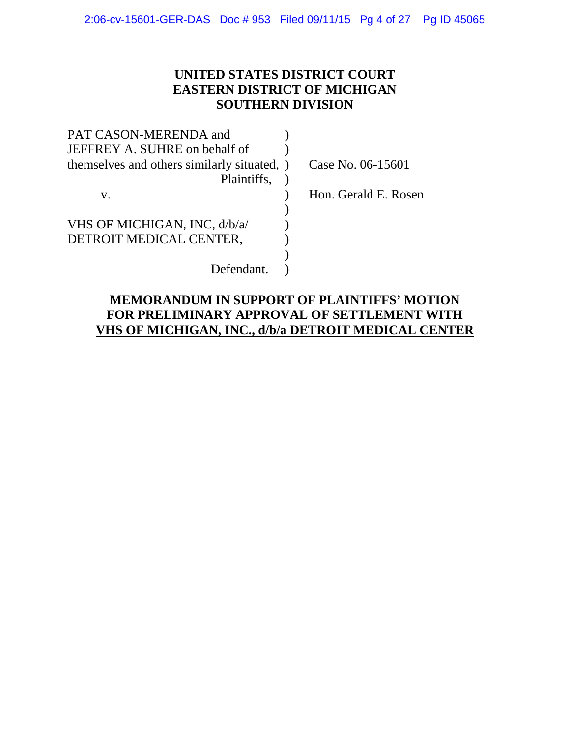**UNITED STATES DISTRICT COURT**
**EASTERN DISTRICT OF MICHIGAN**
**SOUTHERN DIVISION**

| | | |
|---|---|---|
| PAT CASON-MERENDA and JEFFREY A. SUHRE on behalf of themselves and others similarly situated, Plaintiffs, | ) | Case No. 06-15601 |
| v. | ) | Hon. Gerald E. Rosen |
| VHS OF MICHIGAN, INC, d/b/a/ DETROIT MEDICAL CENTER, Defendant. | ) | |

**MEMORANDUM IN SUPPORT OF PLAINTIFFS' MOTION FOR PRELIMINARY APPROVAL OF SETTLEMENT WITH VHS OF MICHIGAN, INC., d/b/a DETROIT MEDICAL CENTER**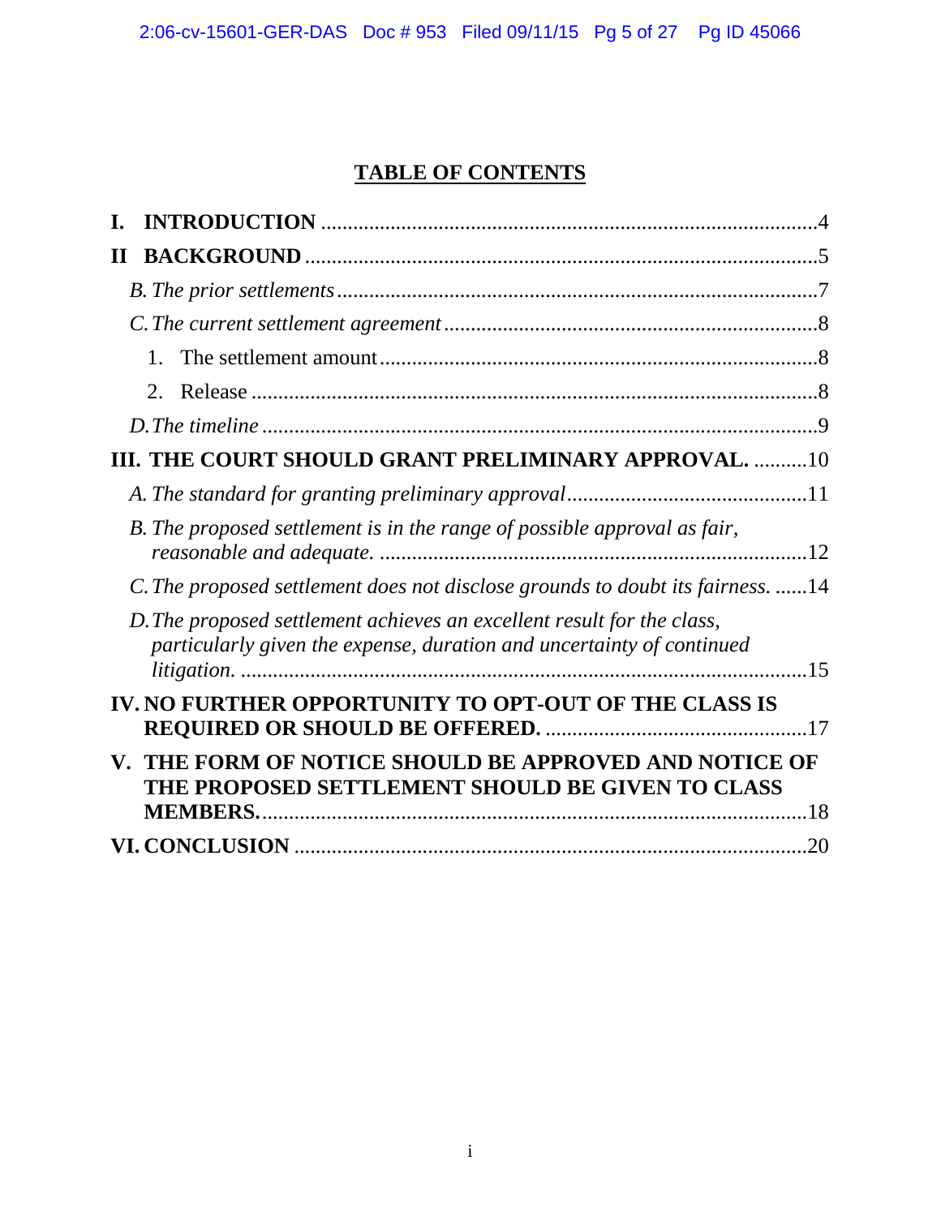# TABLE OF CONTENTS

**I. INTRODUCTION** ..........4

**II BACKGROUND** ..........5

*B. The prior settlements* ..........7

*C. The current settlement agreement* ..........8

1. The settlement amount ..........8
2. Release ..........8

*D. The timeline* ..........9

**III. THE COURT SHOULD GRANT PRELIMINARY APPROVAL.** ..........10

*A. The standard for granting preliminary approval* ..........11

*B. The proposed settlement is in the range of possible approval as fair, reasonable and adequate.* ..........12

*C. The proposed settlement does not disclose grounds to doubt its fairness.* ..........14

*D. The proposed settlement achieves an excellent result for the class, particularly given the expense, duration and uncertainty of continued litigation.* ..........15

**IV. NO FURTHER OPPORTUNITY TO OPT-OUT OF THE CLASS IS REQUIRED OR SHOULD BE OFFERED.** ..........17

**V. THE FORM OF NOTICE SHOULD BE APPROVED AND NOTICE OF THE PROPOSED SETTLEMENT SHOULD BE GIVEN TO CLASS MEMBERS.** ..........18

**VI. CONCLUSION** ..........20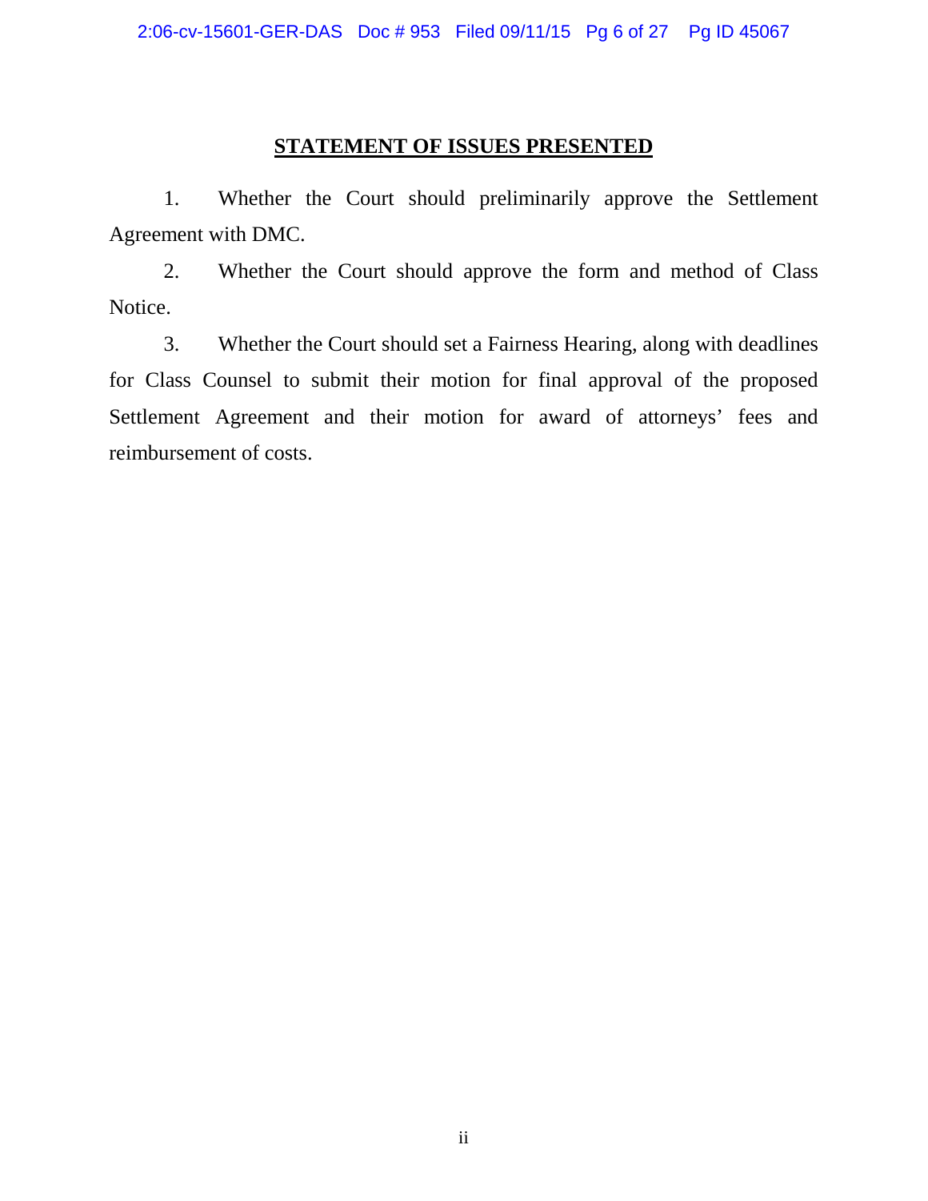# STATEMENT OF ISSUES PRESENTED

1. Whether the Court should preliminarily approve the Settlement Agreement with DMC.

2. Whether the Court should approve the form and method of Class Notice.

3. Whether the Court should set a Fairness Hearing, along with deadlines for Class Counsel to submit their motion for final approval of the proposed Settlement Agreement and their motion for award of attorneys' fees and reimbursement of costs.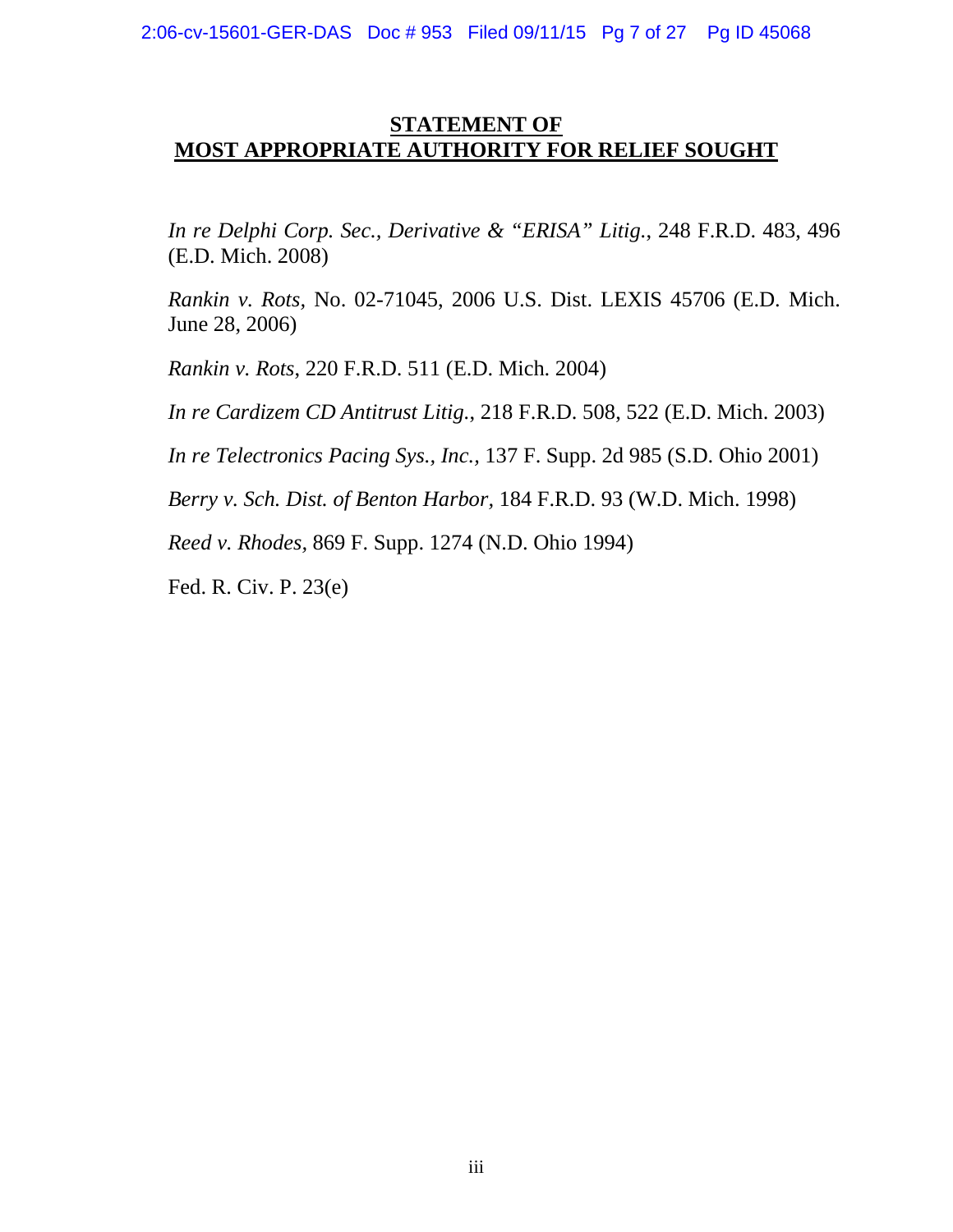## STATEMENT OF MOST APPROPRIATE AUTHORITY FOR RELIEF SOUGHT

*In re Delphi Corp. Sec., Derivative & "ERISA" Litig.*, 248 F.R.D. 483, 496 (E.D. Mich. 2008)

*Rankin v. Rots*, No. 02-71045, 2006 U.S. Dist. LEXIS 45706 (E.D. Mich. June 28, 2006)

*Rankin v. Rots*, 220 F.R.D. 511 (E.D. Mich. 2004)

*In re Cardizem CD Antitrust Litig.*, 218 F.R.D. 508, 522 (E.D. Mich. 2003)

*In re Telectronics Pacing Sys., Inc.*, 137 F. Supp. 2d 985 (S.D. Ohio 2001)

*Berry v. Sch. Dist. of Benton Harbor*, 184 F.R.D. 93 (W.D. Mich. 1998)

*Reed v. Rhodes*, 869 F. Supp. 1274 (N.D. Ohio 1994)

Fed. R. Civ. P. 23(e)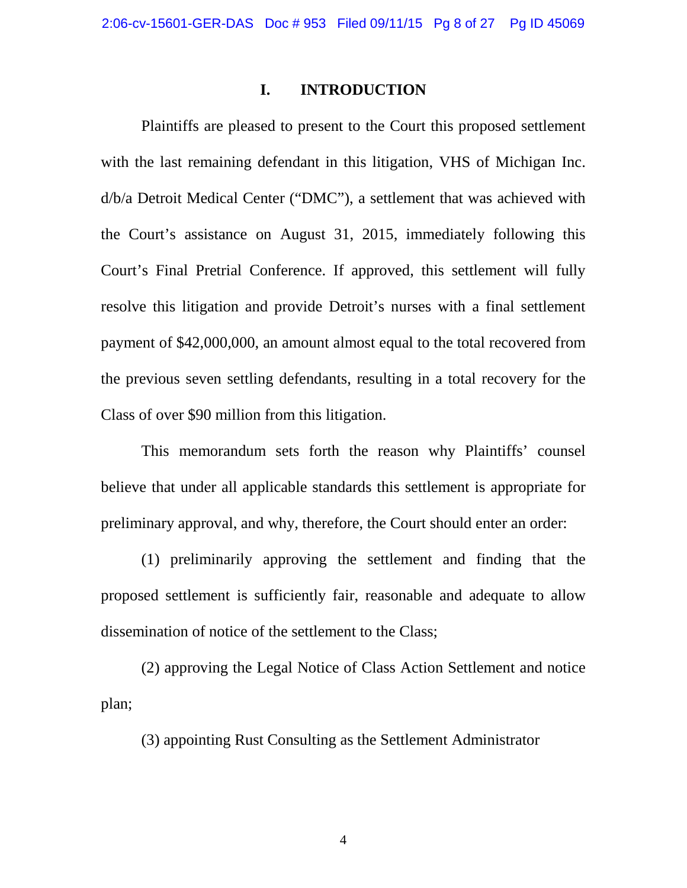# I. INTRODUCTION

Plaintiffs are pleased to present to the Court this proposed settlement with the last remaining defendant in this litigation, VHS of Michigan Inc. d/b/a Detroit Medical Center ("DMC"), a settlement that was achieved with the Court's assistance on August 31, 2015, immediately following this Court's Final Pretrial Conference. If approved, this settlement will fully resolve this litigation and provide Detroit's nurses with a final settlement payment of $42,000,000, an amount almost equal to the total recovered from the previous seven settling defendants, resulting in a total recovery for the Class of over $90 million from this litigation.

This memorandum sets forth the reason why Plaintiffs' counsel believe that under all applicable standards this settlement is appropriate for preliminary approval, and why, therefore, the Court should enter an order:

(1) preliminarily approving the settlement and finding that the proposed settlement is sufficiently fair, reasonable and adequate to allow dissemination of notice of the settlement to the Class;

(2) approving the Legal Notice of Class Action Settlement and notice plan;

(3) appointing Rust Consulting as the Settlement Administrator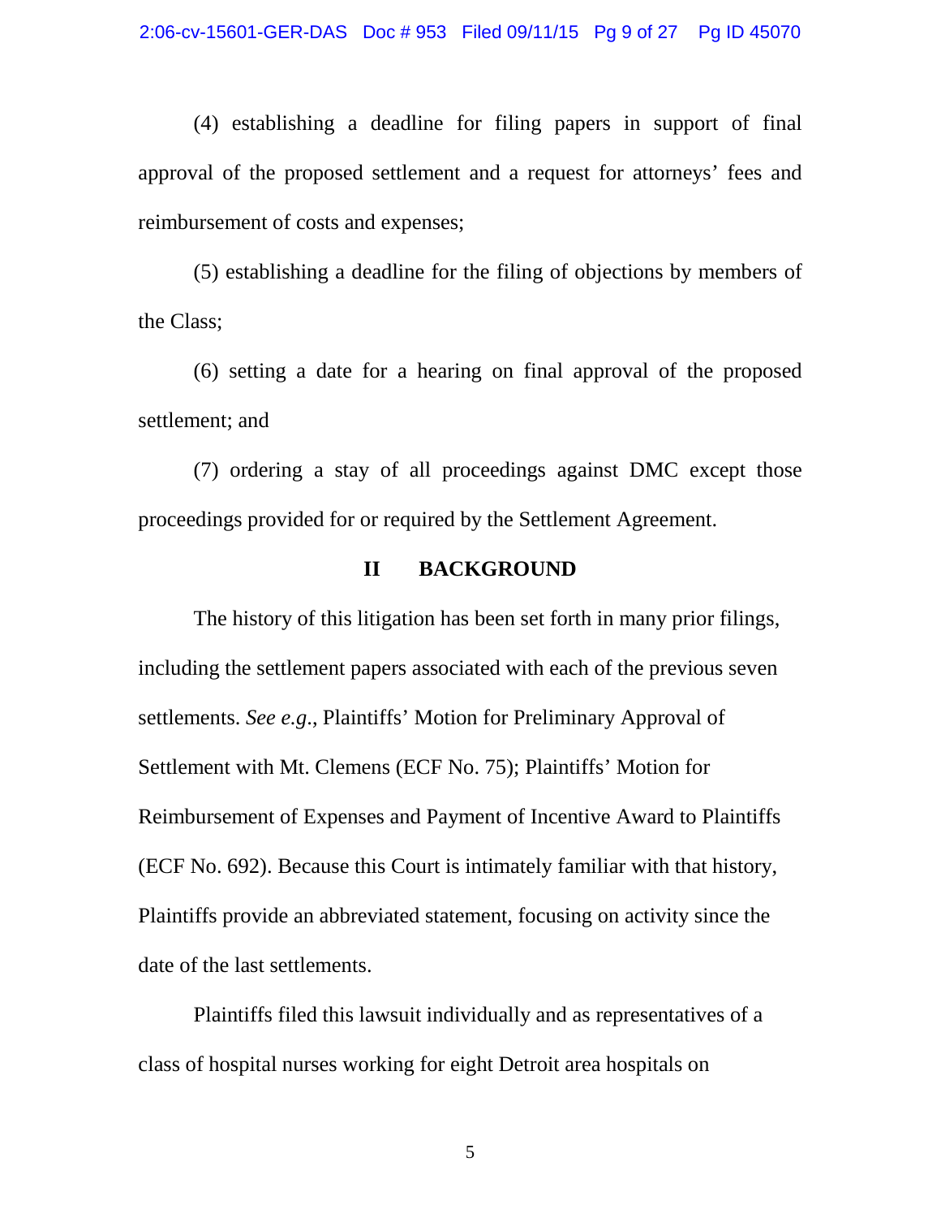(4) establishing a deadline for filing papers in support of final approval of the proposed settlement and a request for attorneys' fees and reimbursement of costs and expenses;

(5) establishing a deadline for the filing of objections by members of the Class;

(6) setting a date for a hearing on final approval of the proposed settlement; and

(7) ordering a stay of all proceedings against DMC except those proceedings provided for or required by the Settlement Agreement.

## II BACKGROUND

The history of this litigation has been set forth in many prior filings, including the settlement papers associated with each of the previous seven settlements. *See e.g.*, Plaintiffs' Motion for Preliminary Approval of Settlement with Mt. Clemens (ECF No. 75); Plaintiffs' Motion for Reimbursement of Expenses and Payment of Incentive Award to Plaintiffs (ECF No. 692). Because this Court is intimately familiar with that history, Plaintiffs provide an abbreviated statement, focusing on activity since the date of the last settlements.

Plaintiffs filed this lawsuit individually and as representatives of a class of hospital nurses working for eight Detroit area hospitals on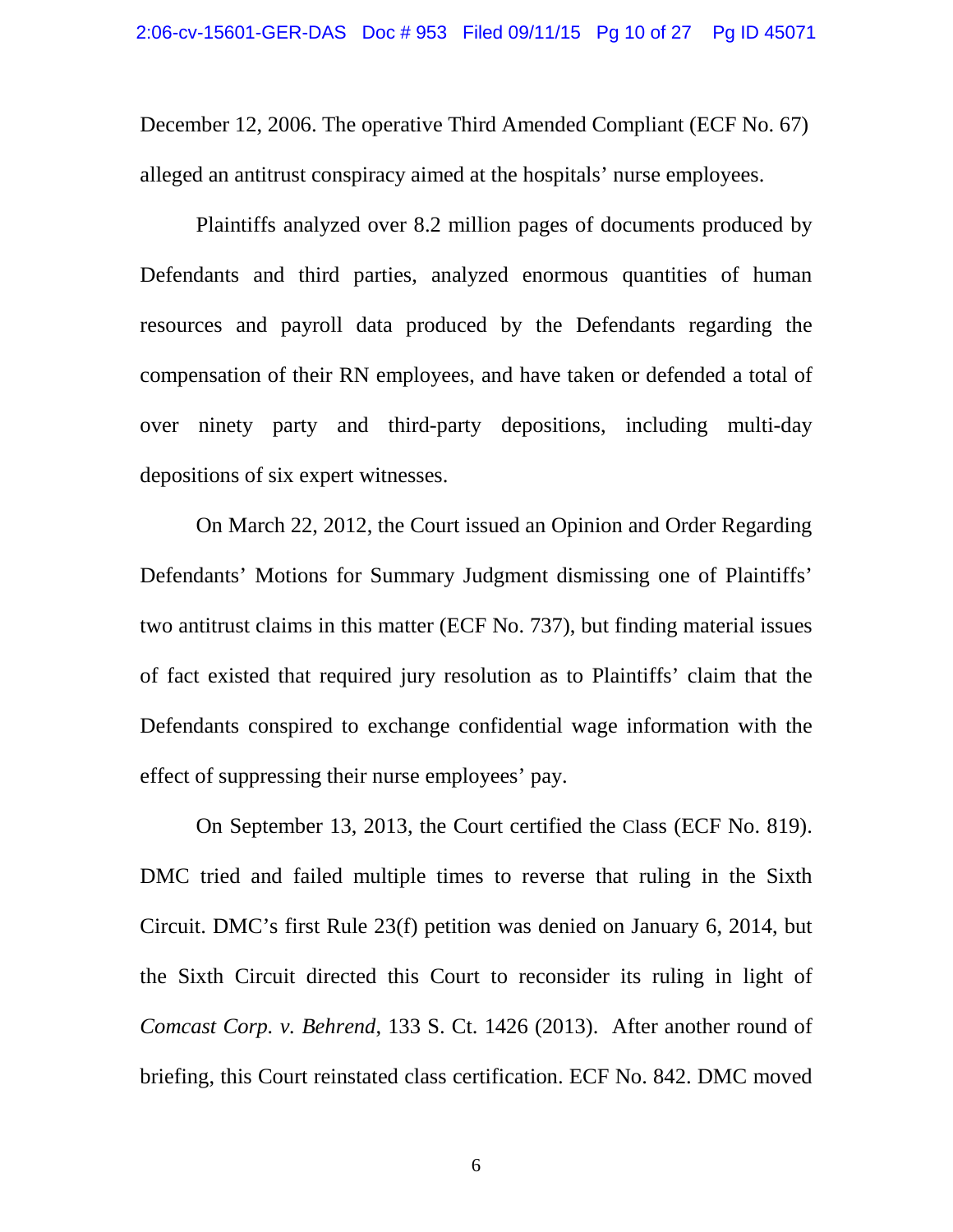December 12, 2006. The operative Third Amended Compliant (ECF No. 67) alleged an antitrust conspiracy aimed at the hospitals' nurse employees.

Plaintiffs analyzed over 8.2 million pages of documents produced by Defendants and third parties, analyzed enormous quantities of human resources and payroll data produced by the Defendants regarding the compensation of their RN employees, and have taken or defended a total of over ninety party and third-party depositions, including multi-day depositions of six expert witnesses.

On March 22, 2012, the Court issued an Opinion and Order Regarding Defendants' Motions for Summary Judgment dismissing one of Plaintiffs' two antitrust claims in this matter (ECF No. 737), but finding material issues of fact existed that required jury resolution as to Plaintiffs' claim that the Defendants conspired to exchange confidential wage information with the effect of suppressing their nurse employees' pay.

On September 13, 2013, the Court certified the Class (ECF No. 819). DMC tried and failed multiple times to reverse that ruling in the Sixth Circuit. DMC's first Rule 23(f) petition was denied on January 6, 2014, but the Sixth Circuit directed this Court to reconsider its ruling in light of *Comcast Corp. v. Behrend*, 133 S. Ct. 1426 (2013). After another round of briefing, this Court reinstated class certification. ECF No. 842. DMC moved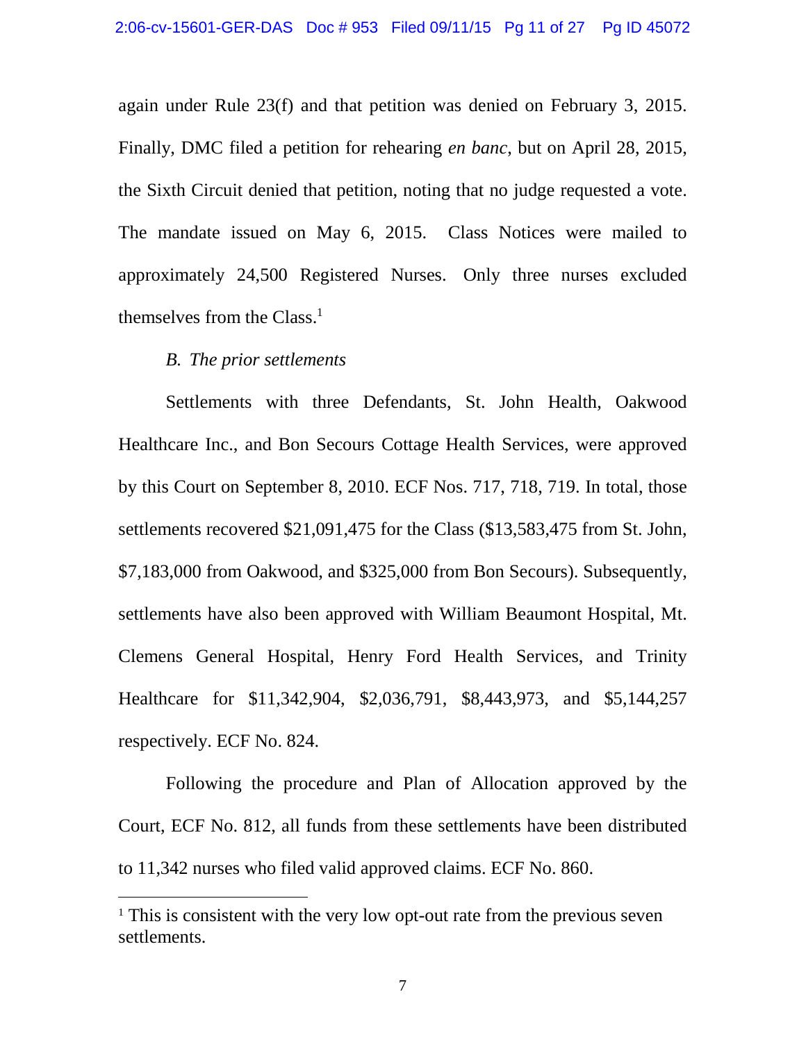again under Rule 23(f) and that petition was denied on February 3, 2015. Finally, DMC filed a petition for rehearing *en banc*, but on April 28, 2015, the Sixth Circuit denied that petition, noting that no judge requested a vote. The mandate issued on May 6, 2015. Class Notices were mailed to approximately 24,500 Registered Nurses. Only three nurses excluded themselves from the Class.[1]

*B. The prior settlements*

Settlements with three Defendants, St. John Health, Oakwood Healthcare Inc., and Bon Secours Cottage Health Services, were approved by this Court on September 8, 2010. ECF Nos. 717, 718, 719. In total, those settlements recovered $21,091,475 for the Class ($13,583,475 from St. John, $7,183,000 from Oakwood, and $325,000 from Bon Secours). Subsequently, settlements have also been approved with William Beaumont Hospital, Mt. Clemens General Hospital, Henry Ford Health Services, and Trinity Healthcare for $11,342,904, $2,036,791, $8,443,973, and $5,144,257 respectively. ECF No. 824.

Following the procedure and Plan of Allocation approved by the Court, ECF No. 812, all funds from these settlements have been distributed to 11,342 nurses who filed valid approved claims. ECF No. 860.

[1] This is consistent with the very low opt-out rate from the previous seven settlements.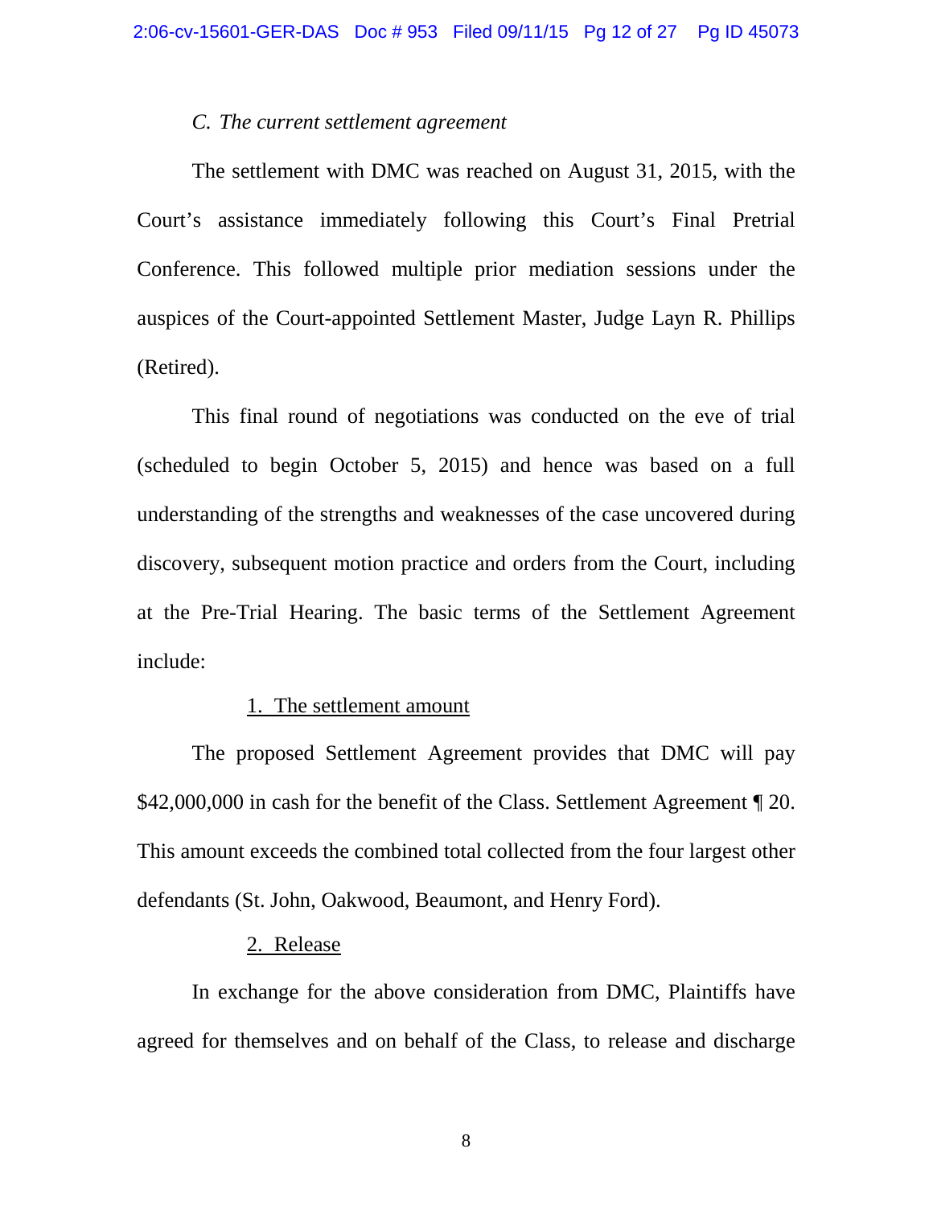*C. The current settlement agreement*

The settlement with DMC was reached on August 31, 2015, with the Court's assistance immediately following this Court's Final Pretrial Conference. This followed multiple prior mediation sessions under the auspices of the Court-appointed Settlement Master, Judge Layn R. Phillips (Retired).

This final round of negotiations was conducted on the eve of trial (scheduled to begin October 5, 2015) and hence was based on a full understanding of the strengths and weaknesses of the case uncovered during discovery, subsequent motion practice and orders from the Court, including at the Pre-Trial Hearing. The basic terms of the Settlement Agreement include:

1. The settlement amount

The proposed Settlement Agreement provides that DMC will pay $42,000,000 in cash for the benefit of the Class. Settlement Agreement ¶ 20. This amount exceeds the combined total collected from the four largest other defendants (St. John, Oakwood, Beaumont, and Henry Ford).

2. Release

In exchange for the above consideration from DMC, Plaintiffs have agreed for themselves and on behalf of the Class, to release and discharge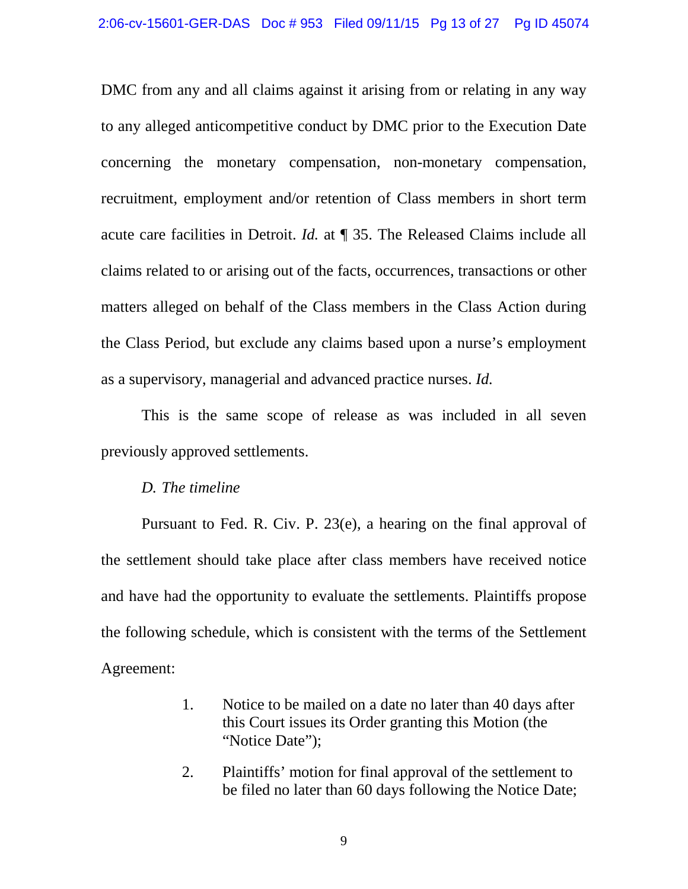DMC from any and all claims against it arising from or relating in any way to any alleged anticompetitive conduct by DMC prior to the Execution Date concerning the monetary compensation, non-monetary compensation, recruitment, employment and/or retention of Class members in short term acute care facilities in Detroit. *Id.* at ¶ 35. The Released Claims include all claims related to or arising out of the facts, occurrences, transactions or other matters alleged on behalf of the Class members in the Class Action during the Class Period, but exclude any claims based upon a nurse's employment as a supervisory, managerial and advanced practice nurses. *Id.*

This is the same scope of release as was included in all seven previously approved settlements.

*D. The timeline*

Pursuant to Fed. R. Civ. P. 23(e), a hearing on the final approval of the settlement should take place after class members have received notice and have had the opportunity to evaluate the settlements. Plaintiffs propose the following schedule, which is consistent with the terms of the Settlement Agreement:

1. Notice to be mailed on a date no later than 40 days after this Court issues its Order granting this Motion (the "Notice Date");

2. Plaintiffs' motion for final approval of the settlement to be filed no later than 60 days following the Notice Date;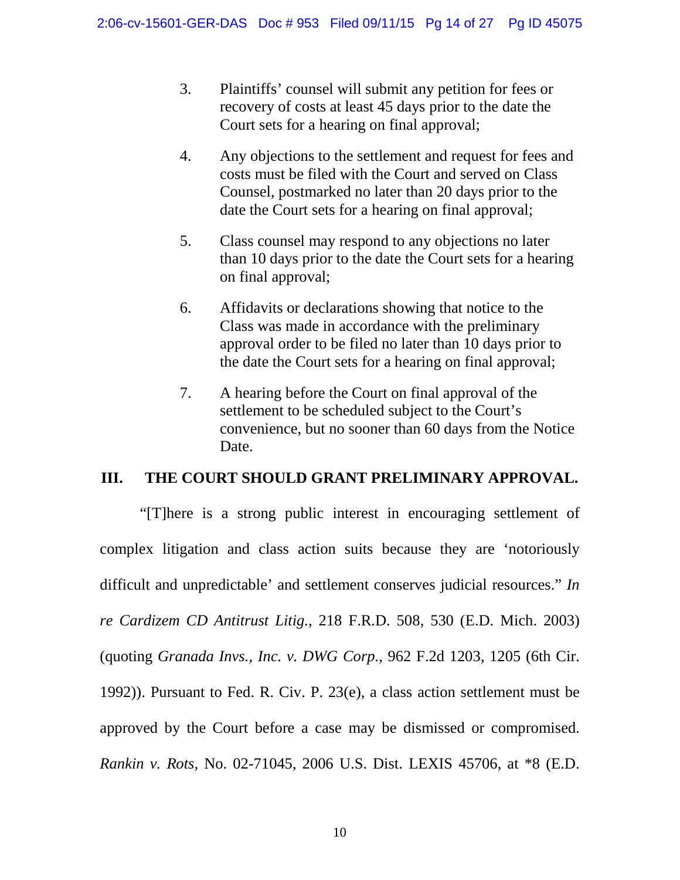3. Plaintiffs' counsel will submit any petition for fees or recovery of costs at least 45 days prior to the date the Court sets for a hearing on final approval;

4. Any objections to the settlement and request for fees and costs must be filed with the Court and served on Class Counsel, postmarked no later than 20 days prior to the date the Court sets for a hearing on final approval;

5. Class counsel may respond to any objections no later than 10 days prior to the date the Court sets for a hearing on final approval;

6. Affidavits or declarations showing that notice to the Class was made in accordance with the preliminary approval order to be filed no later than 10 days prior to the date the Court sets for a hearing on final approval;

7. A hearing before the Court on final approval of the settlement to be scheduled subject to the Court's convenience, but no sooner than 60 days from the Notice Date.

## III. THE COURT SHOULD GRANT PRELIMINARY APPROVAL.

"[T]here is a strong public interest in encouraging settlement of complex litigation and class action suits because they are 'notoriously difficult and unpredictable' and settlement conserves judicial resources." *In re Cardizem CD Antitrust Litig.*, 218 F.R.D. 508, 530 (E.D. Mich. 2003) (quoting *Granada Invs., Inc. v. DWG Corp.*, 962 F.2d 1203, 1205 (6th Cir. 1992)). Pursuant to Fed. R. Civ. P. 23(e), a class action settlement must be approved by the Court before a case may be dismissed or compromised. *Rankin v. Rots,* No. 02-71045, 2006 U.S. Dist. LEXIS 45706, at *8 (E.D.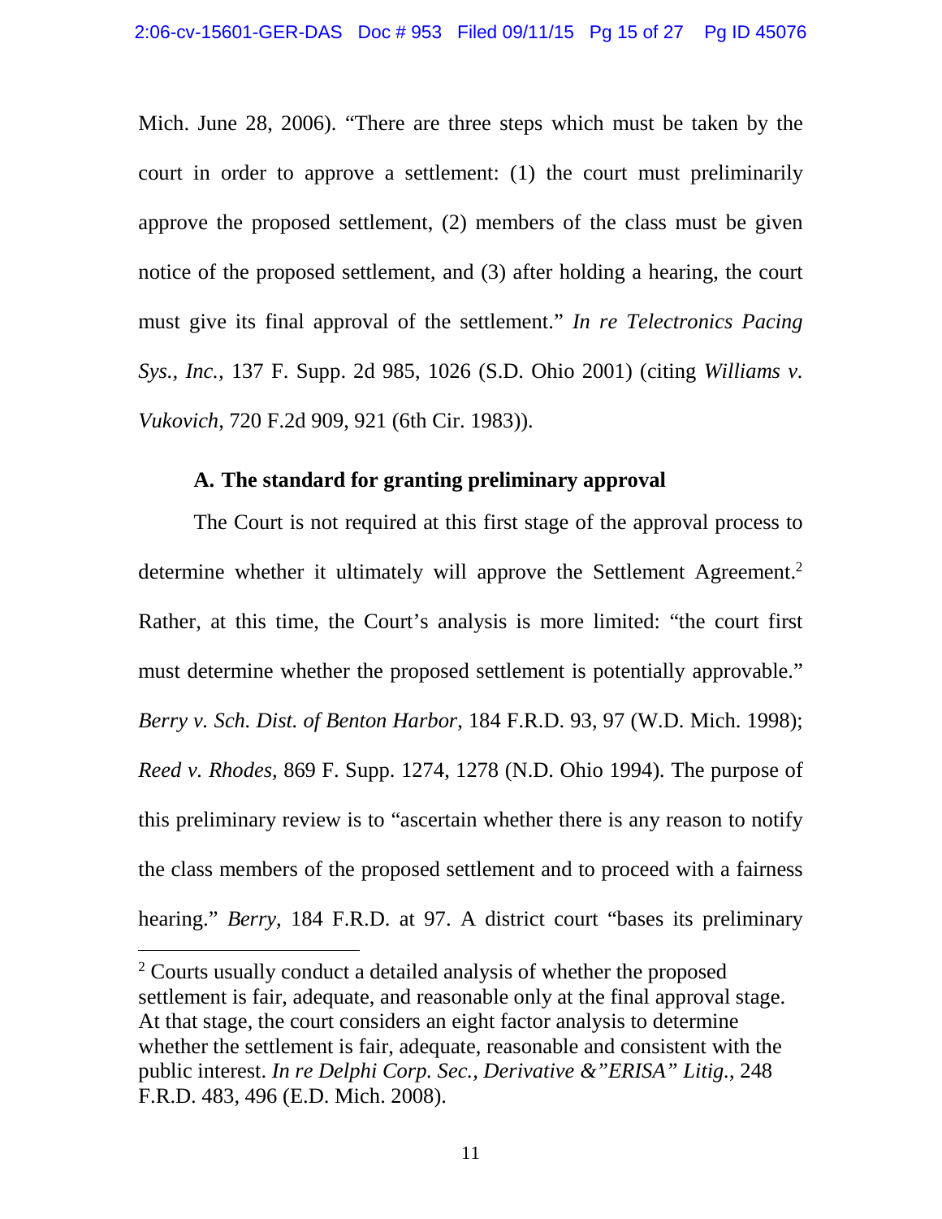Mich. June 28, 2006). "There are three steps which must be taken by the court in order to approve a settlement: (1) the court must preliminarily approve the proposed settlement, (2) members of the class must be given notice of the proposed settlement, and (3) after holding a hearing, the court must give its final approval of the settlement." *In re Telectronics Pacing Sys., Inc.*, 137 F. Supp. 2d 985, 1026 (S.D. Ohio 2001) (citing *Williams v. Vukovich*, 720 F.2d 909, 921 (6th Cir. 1983)).

**A. The standard for granting preliminary approval**

The Court is not required at this first stage of the approval process to determine whether it ultimately will approve the Settlement Agreement.[2] Rather, at this time, the Court's analysis is more limited: "the court first must determine whether the proposed settlement is potentially approvable." *Berry v. Sch. Dist. of Benton Harbor*, 184 F.R.D. 93, 97 (W.D. Mich. 1998); *Reed v. Rhodes*, 869 F. Supp. 1274, 1278 (N.D. Ohio 1994). The purpose of this preliminary review is to "ascertain whether there is any reason to notify the class members of the proposed settlement and to proceed with a fairness hearing." *Berry*, 184 F.R.D. at 97. A district court "bases its preliminary

[2] Courts usually conduct a detailed analysis of whether the proposed settlement is fair, adequate, and reasonable only at the final approval stage. At that stage, the court considers an eight factor analysis to determine whether the settlement is fair, adequate, reasonable and consistent with the public interest. *In re Delphi Corp. Sec., Derivative &"ERISA" Litig.*, 248 F.R.D. 483, 496 (E.D. Mich. 2008).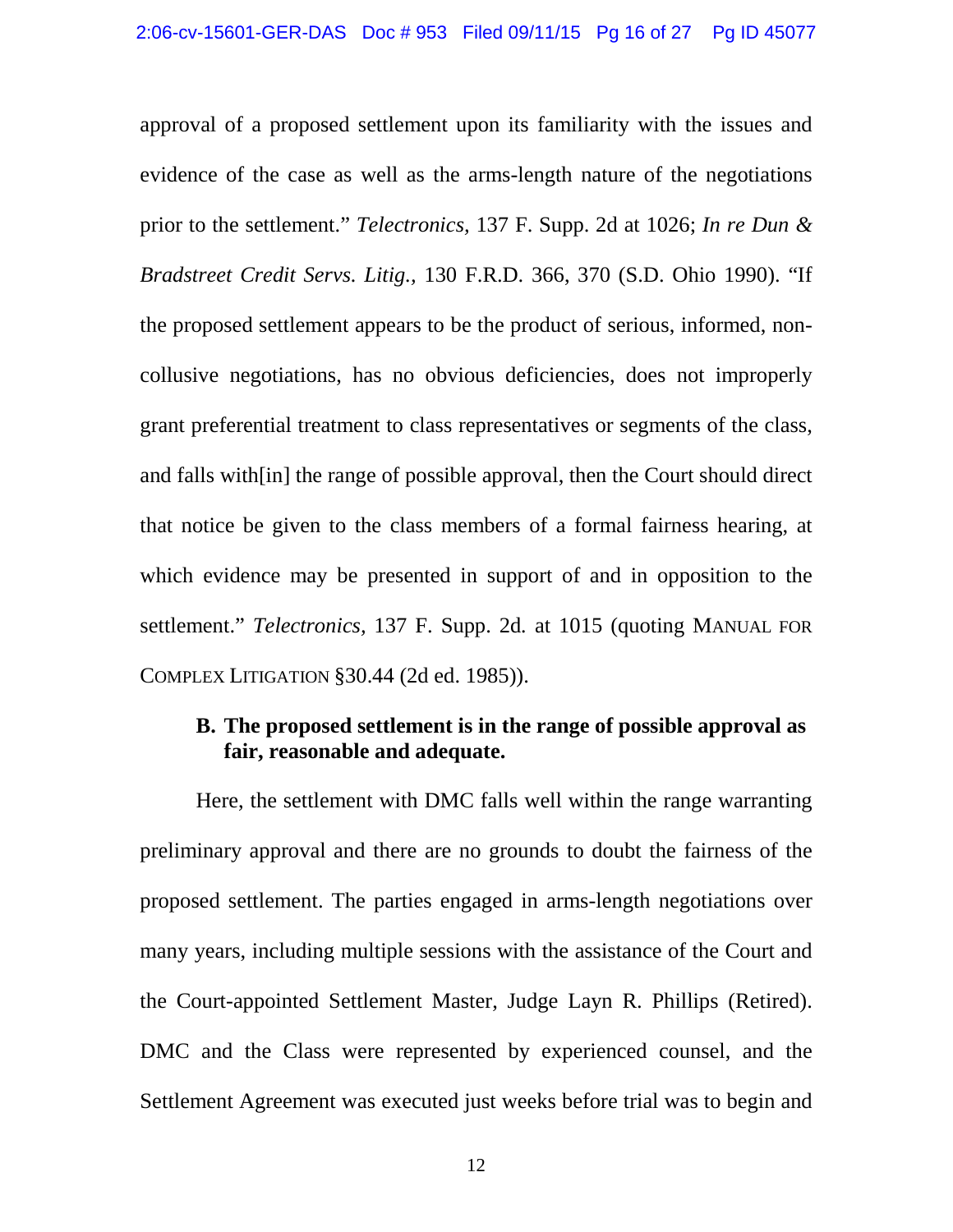approval of a proposed settlement upon its familiarity with the issues and evidence of the case as well as the arms-length nature of the negotiations prior to the settlement." *Telectronics*, 137 F. Supp. 2d at 1026; *In re Dun & Bradstreet Credit Servs. Litig.*, 130 F.R.D. 366, 370 (S.D. Ohio 1990). "If the proposed settlement appears to be the product of serious, informed, non-collusive negotiations, has no obvious deficiencies, does not improperly grant preferential treatment to class representatives or segments of the class, and falls with[in] the range of possible approval, then the Court should direct that notice be given to the class members of a formal fairness hearing, at which evidence may be presented in support of and in opposition to the settlement." *Telectronics*, 137 F. Supp. 2d. at 1015 (quoting MANUAL FOR COMPLEX LITIGATION §30.44 (2d ed. 1985)).

### B. The proposed settlement is in the range of possible approval as fair, reasonable and adequate.

Here, the settlement with DMC falls well within the range warranting preliminary approval and there are no grounds to doubt the fairness of the proposed settlement. The parties engaged in arms-length negotiations over many years, including multiple sessions with the assistance of the Court and the Court-appointed Settlement Master, Judge Layn R. Phillips (Retired). DMC and the Class were represented by experienced counsel, and the Settlement Agreement was executed just weeks before trial was to begin and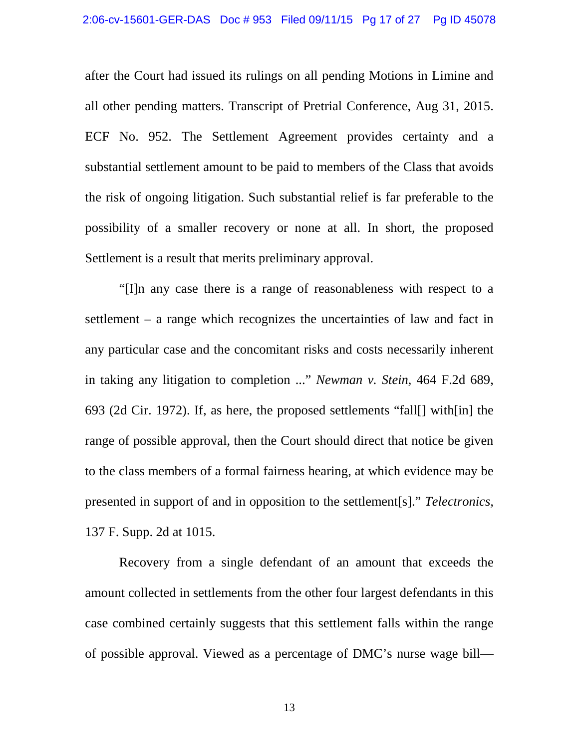after the Court had issued its rulings on all pending Motions in Limine and all other pending matters. Transcript of Pretrial Conference, Aug 31, 2015. ECF No. 952. The Settlement Agreement provides certainty and a substantial settlement amount to be paid to members of the Class that avoids the risk of ongoing litigation. Such substantial relief is far preferable to the possibility of a smaller recovery or none at all. In short, the proposed Settlement is a result that merits preliminary approval.

"[I]n any case there is a range of reasonableness with respect to a settlement – a range which recognizes the uncertainties of law and fact in any particular case and the concomitant risks and costs necessarily inherent in taking any litigation to completion ..." *Newman v. Stein,* 464 F.2d 689, 693 (2d Cir. 1972). If, as here, the proposed settlements "fall[] with[in] the range of possible approval, then the Court should direct that notice be given to the class members of a formal fairness hearing, at which evidence may be presented in support of and in opposition to the settlement[s]." *Telectronics,* 137 F. Supp. 2d at 1015.

Recovery from a single defendant of an amount that exceeds the amount collected in settlements from the other four largest defendants in this case combined certainly suggests that this settlement falls within the range of possible approval. Viewed as a percentage of DMC's nurse wage bill—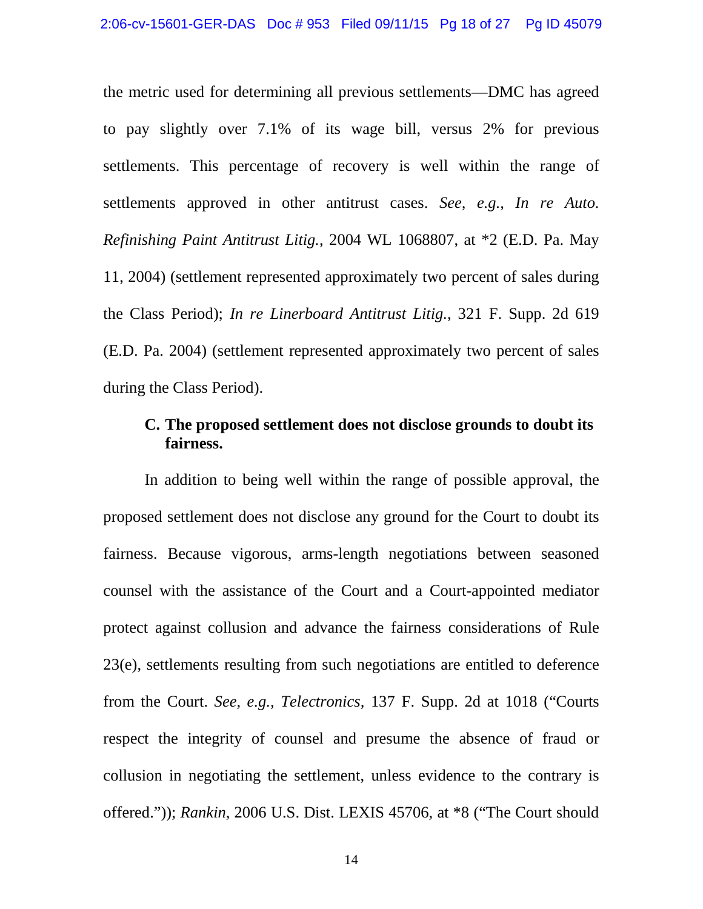the metric used for determining all previous settlements—DMC has agreed to pay slightly over 7.1% of its wage bill, versus 2% for previous settlements. This percentage of recovery is well within the range of settlements approved in other antitrust cases. *See, e.g., In re Auto. Refinishing Paint Antitrust Litig.*, 2004 WL 1068807, at *2 (E.D. Pa. May 11, 2004) (settlement represented approximately two percent of sales during the Class Period); *In re Linerboard Antitrust Litig.*, 321 F. Supp. 2d 619 (E.D. Pa. 2004) (settlement represented approximately two percent of sales during the Class Period).

### C. The proposed settlement does not disclose grounds to doubt its fairness.

In addition to being well within the range of possible approval, the proposed settlement does not disclose any ground for the Court to doubt its fairness. Because vigorous, arms-length negotiations between seasoned counsel with the assistance of the Court and a Court-appointed mediator protect against collusion and advance the fairness considerations of Rule 23(e), settlements resulting from such negotiations are entitled to deference from the Court. *See, e.g., Telectronics,* 137 F. Supp. 2d at 1018 ("Courts respect the integrity of counsel and presume the absence of fraud or collusion in negotiating the settlement, unless evidence to the contrary is offered.")); *Rankin*, 2006 U.S. Dist. LEXIS 45706, at *8 ("The Court should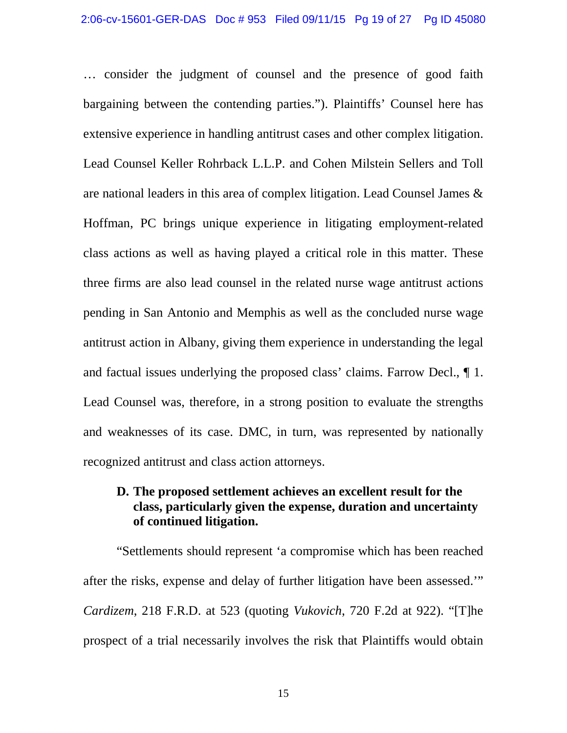… consider the judgment of counsel and the presence of good faith bargaining between the contending parties."). Plaintiffs' Counsel here has extensive experience in handling antitrust cases and other complex litigation. Lead Counsel Keller Rohrback L.L.P. and Cohen Milstein Sellers and Toll are national leaders in this area of complex litigation. Lead Counsel James & Hoffman, PC brings unique experience in litigating employment-related class actions as well as having played a critical role in this matter. These three firms are also lead counsel in the related nurse wage antitrust actions pending in San Antonio and Memphis as well as the concluded nurse wage antitrust action in Albany, giving them experience in understanding the legal and factual issues underlying the proposed class' claims. Farrow Decl., ¶ 1. Lead Counsel was, therefore, in a strong position to evaluate the strengths and weaknesses of its case. DMC, in turn, was represented by nationally recognized antitrust and class action attorneys.

### D. The proposed settlement achieves an excellent result for the class, particularly given the expense, duration and uncertainty of continued litigation.

"Settlements should represent 'a compromise which has been reached after the risks, expense and delay of further litigation have been assessed.'" *Cardizem*, 218 F.R.D. at 523 (quoting *Vukovich*, 720 F.2d at 922). "[T]he prospect of a trial necessarily involves the risk that Plaintiffs would obtain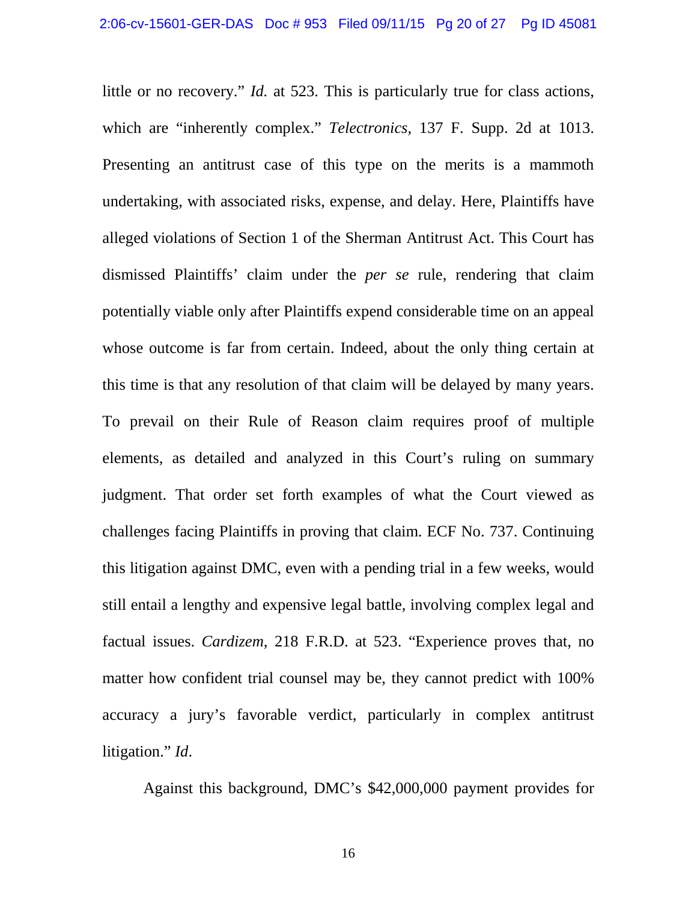little or no recovery." *Id.* at 523. This is particularly true for class actions, which are "inherently complex." *Telectronics,* 137 F. Supp. 2d at 1013. Presenting an antitrust case of this type on the merits is a mammoth undertaking, with associated risks, expense, and delay. Here, Plaintiffs have alleged violations of Section 1 of the Sherman Antitrust Act. This Court has dismissed Plaintiffs' claim under the *per se* rule, rendering that claim potentially viable only after Plaintiffs expend considerable time on an appeal whose outcome is far from certain. Indeed, about the only thing certain at this time is that any resolution of that claim will be delayed by many years. To prevail on their Rule of Reason claim requires proof of multiple elements, as detailed and analyzed in this Court's ruling on summary judgment. That order set forth examples of what the Court viewed as challenges facing Plaintiffs in proving that claim. ECF No. 737. Continuing this litigation against DMC, even with a pending trial in a few weeks, would still entail a lengthy and expensive legal battle, involving complex legal and factual issues. *Cardizem*, 218 F.R.D. at 523. "Experience proves that, no matter how confident trial counsel may be, they cannot predict with 100% accuracy a jury's favorable verdict, particularly in complex antitrust litigation." *Id*.

Against this background, DMC's $42,000,000 payment provides for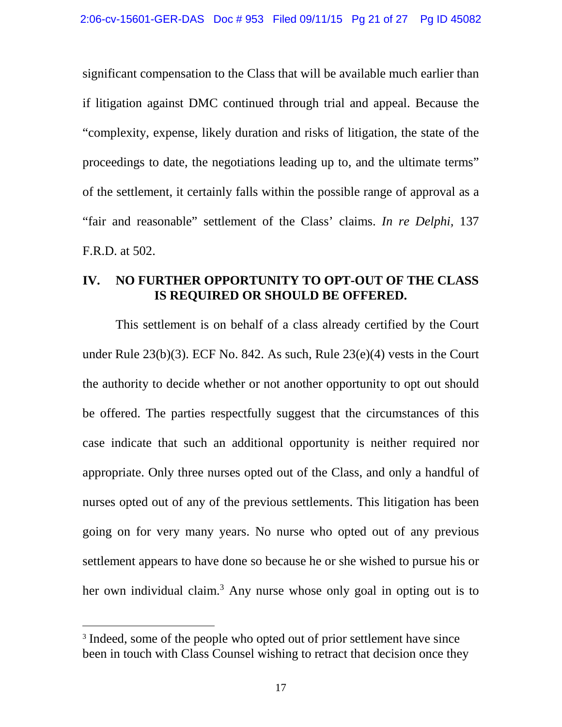significant compensation to the Class that will be available much earlier than if litigation against DMC continued through trial and appeal. Because the "complexity, expense, likely duration and risks of litigation, the state of the proceedings to date, the negotiations leading up to, and the ultimate terms" of the settlement, it certainly falls within the possible range of approval as a "fair and reasonable" settlement of the Class' claims. *In re Delphi,* 137 F.R.D. at 502.

## IV. NO FURTHER OPPORTUNITY TO OPT-OUT OF THE CLASS IS REQUIRED OR SHOULD BE OFFERED.

This settlement is on behalf of a class already certified by the Court under Rule 23(b)(3). ECF No. 842. As such, Rule 23(e)(4) vests in the Court the authority to decide whether or not another opportunity to opt out should be offered. The parties respectfully suggest that the circumstances of this case indicate that such an additional opportunity is neither required nor appropriate. Only three nurses opted out of the Class, and only a handful of nurses opted out of any of the previous settlements. This litigation has been going on for very many years. No nurse who opted out of any previous settlement appears to have done so because he or she wished to pursue his or her own individual claim.[3] Any nurse whose only goal in opting out is to

[3] Indeed, some of the people who opted out of prior settlement have since been in touch with Class Counsel wishing to retract that decision once they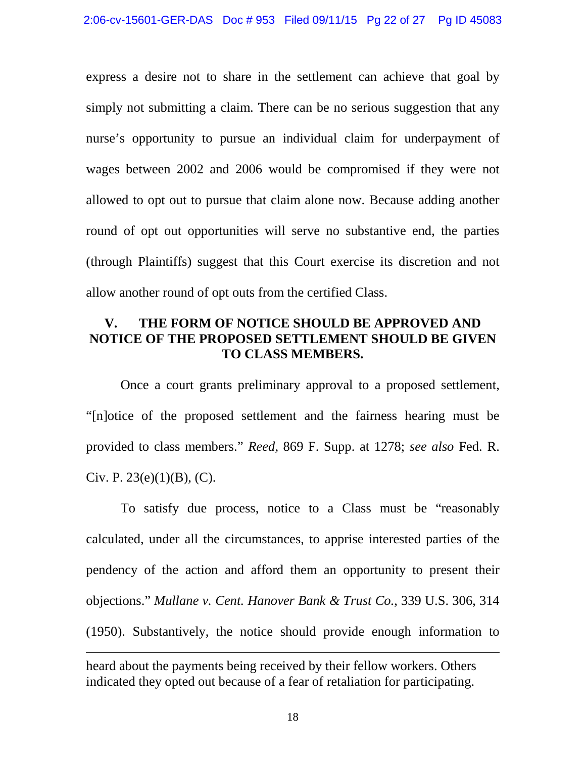express a desire not to share in the settlement can achieve that goal by simply not submitting a claim. There can be no serious suggestion that any nurse's opportunity to pursue an individual claim for underpayment of wages between 2002 and 2006 would be compromised if they were not allowed to opt out to pursue that claim alone now. Because adding another round of opt out opportunities will serve no substantive end, the parties (through Plaintiffs) suggest that this Court exercise its discretion and not allow another round of opt outs from the certified Class.

## V. THE FORM OF NOTICE SHOULD BE APPROVED AND NOTICE OF THE PROPOSED SETTLEMENT SHOULD BE GIVEN TO CLASS MEMBERS.

Once a court grants preliminary approval to a proposed settlement, "[n]otice of the proposed settlement and the fairness hearing must be provided to class members." *Reed*, 869 F. Supp. at 1278; *see also* Fed. R. Civ. P. 23(e)(1)(B), (C).

To satisfy due process, notice to a Class must be "reasonably calculated, under all the circumstances, to apprise interested parties of the pendency of the action and afford them an opportunity to present their objections." *Mullane v. Cent. Hanover Bank & Trust Co.*, 339 U.S. 306, 314 (1950). Substantively, the notice should provide enough information to

---

heard about the payments being received by their fellow workers. Others indicated they opted out because of a fear of retaliation for participating.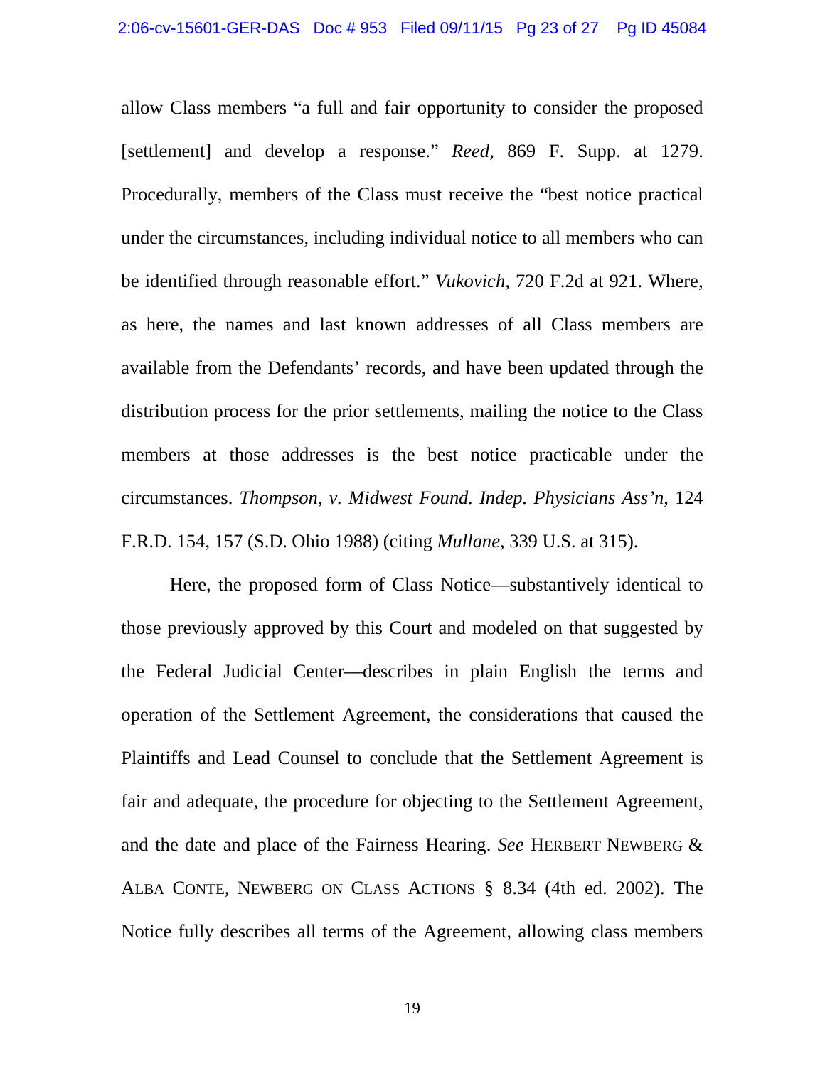allow Class members "a full and fair opportunity to consider the proposed [settlement] and develop a response." *Reed*, 869 F. Supp. at 1279. Procedurally, members of the Class must receive the "best notice practical under the circumstances, including individual notice to all members who can be identified through reasonable effort." *Vukovich*, 720 F.2d at 921. Where, as here, the names and last known addresses of all Class members are available from the Defendants' records, and have been updated through the distribution process for the prior settlements, mailing the notice to the Class members at those addresses is the best notice practicable under the circumstances. *Thompson, v. Midwest Found. Indep. Physicians Ass'n*, 124 F.R.D. 154, 157 (S.D. Ohio 1988) (citing *Mullane*, 339 U.S. at 315).

Here, the proposed form of Class Notice—substantively identical to those previously approved by this Court and modeled on that suggested by the Federal Judicial Center—describes in plain English the terms and operation of the Settlement Agreement, the considerations that caused the Plaintiffs and Lead Counsel to conclude that the Settlement Agreement is fair and adequate, the procedure for objecting to the Settlement Agreement, and the date and place of the Fairness Hearing. *See* HERBERT NEWBERG & ALBA CONTE, NEWBERG ON CLASS ACTIONS § 8.34 (4th ed. 2002). The Notice fully describes all terms of the Agreement, allowing class members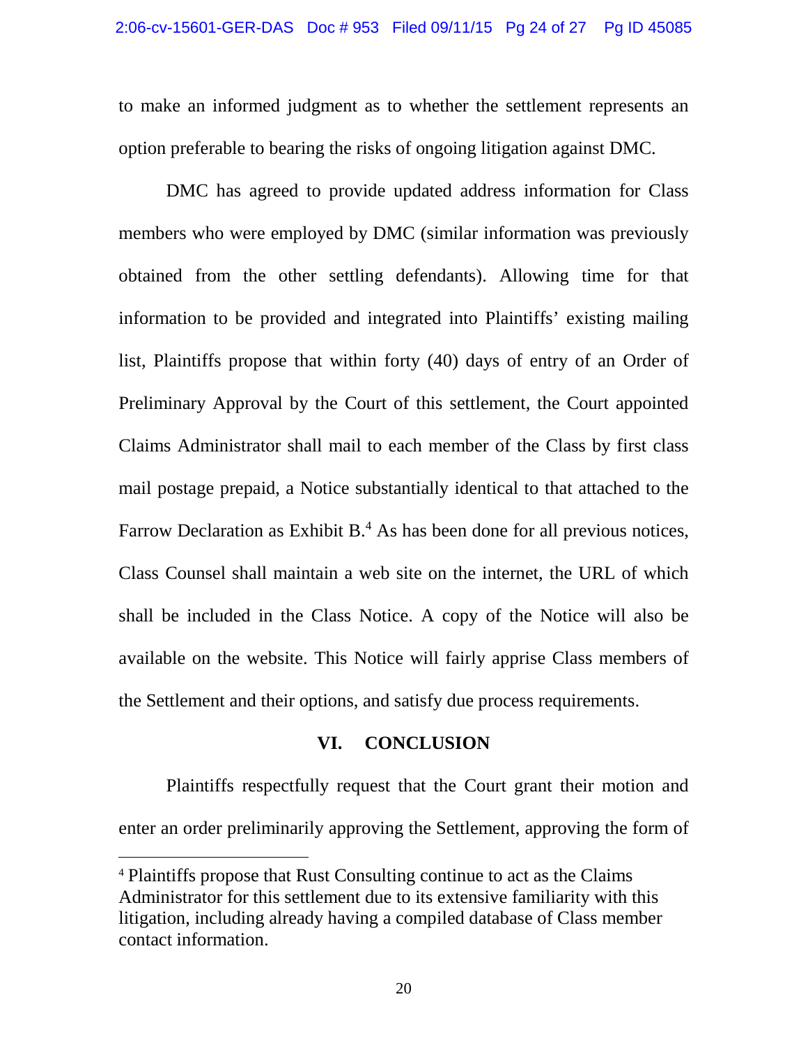to make an informed judgment as to whether the settlement represents an option preferable to bearing the risks of ongoing litigation against DMC.

DMC has agreed to provide updated address information for Class members who were employed by DMC (similar information was previously obtained from the other settling defendants). Allowing time for that information to be provided and integrated into Plaintiffs' existing mailing list, Plaintiffs propose that within forty (40) days of entry of an Order of Preliminary Approval by the Court of this settlement, the Court appointed Claims Administrator shall mail to each member of the Class by first class mail postage prepaid, a Notice substantially identical to that attached to the Farrow Declaration as Exhibit B.[4] As has been done for all previous notices, Class Counsel shall maintain a web site on the internet, the URL of which shall be included in the Class Notice. A copy of the Notice will also be available on the website. This Notice will fairly apprise Class members of the Settlement and their options, and satisfy due process requirements.

## VI. CONCLUSION

Plaintiffs respectfully request that the Court grant their motion and enter an order preliminarily approving the Settlement, approving the form of

[4] Plaintiffs propose that Rust Consulting continue to act as the Claims Administrator for this settlement due to its extensive familiarity with this litigation, including already having a compiled database of Class member contact information.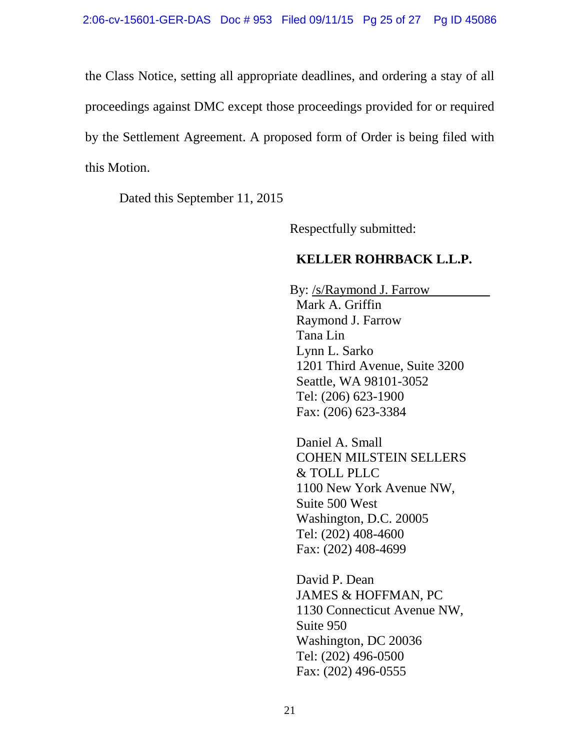the Class Notice, setting all appropriate deadlines, and ordering a stay of all proceedings against DMC except those proceedings provided for or required by the Settlement Agreement. A proposed form of Order is being filed with this Motion.

Dated this September 11, 2015

Respectfully submitted:

**KELLER ROHRBACK L.L.P.**

By: /s/Raymond J. Farrow
Mark A. Griffin
Raymond J. Farrow
Tana Lin
Lynn L. Sarko
1201 Third Avenue, Suite 3200
Seattle, WA 98101-3052
Tel: (206) 623-1900
Fax: (206) 623-3384

Daniel A. Small
COHEN MILSTEIN SELLERS & TOLL PLLC
1100 New York Avenue NW,
Suite 500 West
Washington, D.C. 20005
Tel: (202) 408-4600
Fax: (202) 408-4699

David P. Dean
JAMES & HOFFMAN, PC
1130 Connecticut Avenue NW,
Suite 950
Washington, DC 20036
Tel: (202) 496-0500
Fax: (202) 496-0555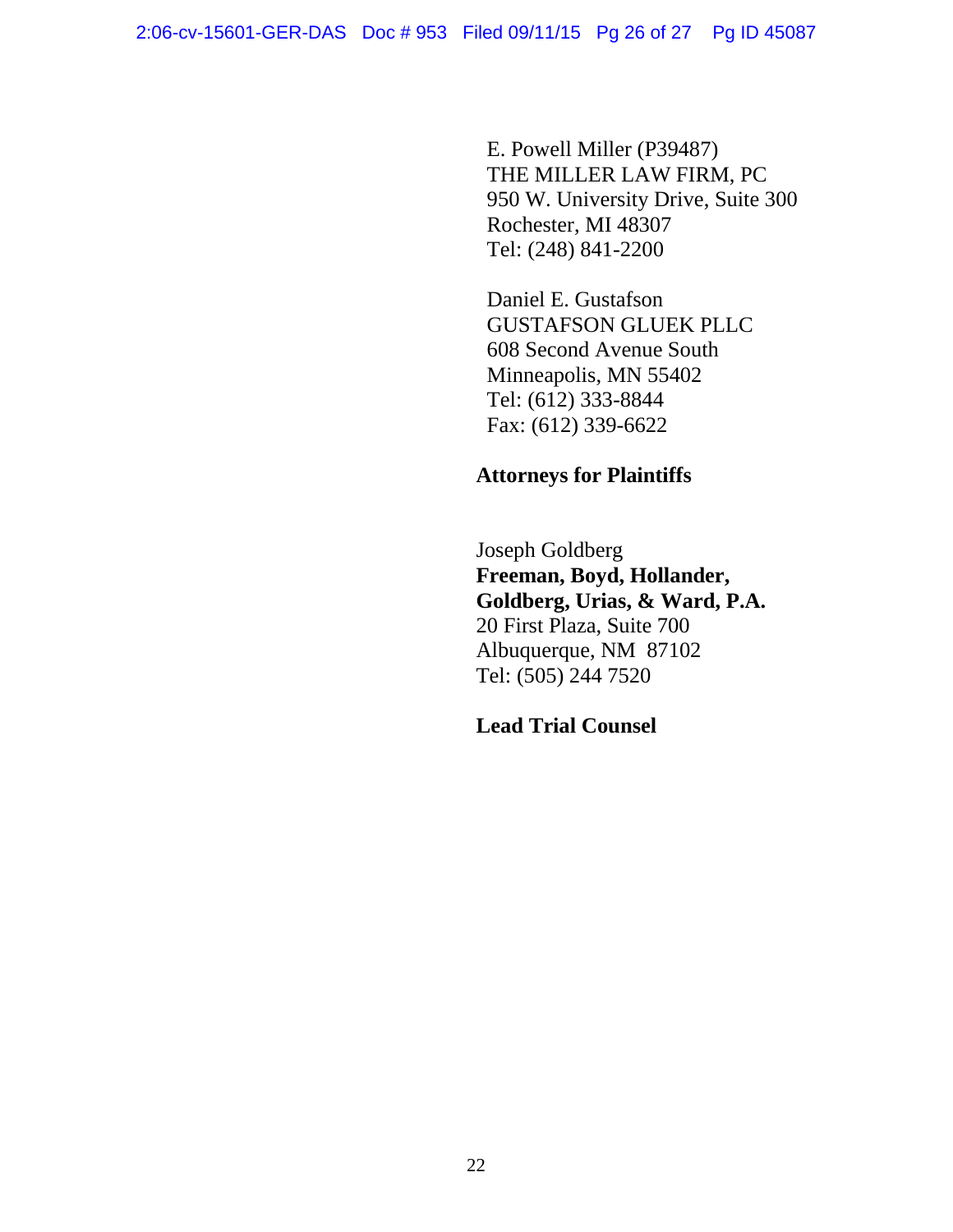E. Powell Miller (P39487)
THE MILLER LAW FIRM, PC
950 W. University Drive, Suite 300
Rochester, MI 48307
Tel: (248) 841-2200

Daniel E. Gustafson
GUSTAFSON GLUEK PLLC
608 Second Avenue South
Minneapolis, MN 55402
Tel: (612) 333-8844
Fax: (612) 339-6622

**Attorneys for Plaintiffs**

Joseph Goldberg
**Freeman, Boyd, Hollander, Goldberg, Urias, & Ward, P.A.**
20 First Plaza, Suite 700
Albuquerque, NM 87102
Tel: (505) 244 7520

**Lead Trial Counsel**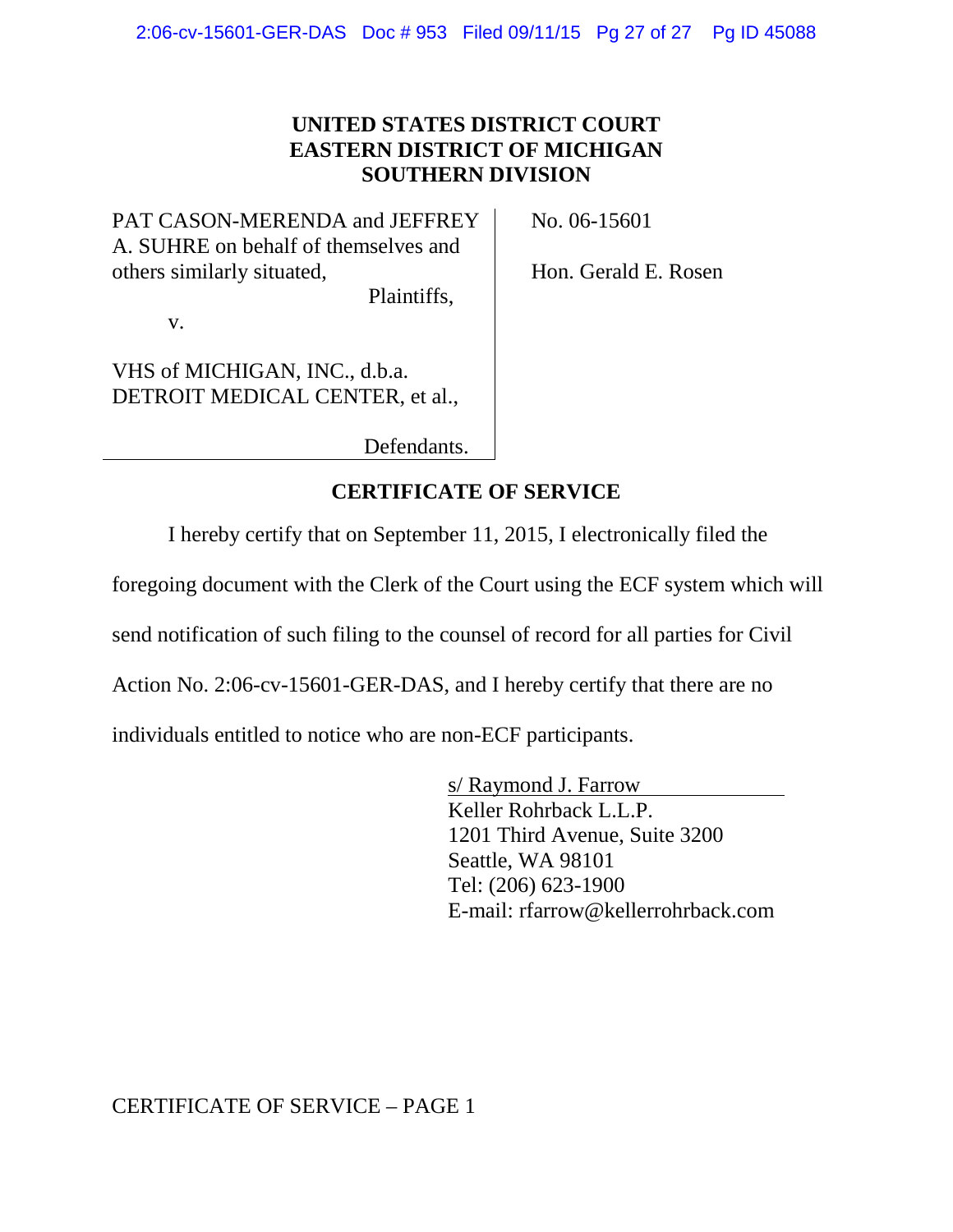**UNITED STATES DISTRICT COURT**
**EASTERN DISTRICT OF MICHIGAN**
**SOUTHERN DIVISION**

| | |
|---|---|
| PAT CASON-MERENDA and JEFFREY A. SUHRE on behalf of themselves and others similarly situated,<br>Plaintiffs,<br>v.<br>VHS of MICHIGAN, INC., d.b.a. DETROIT MEDICAL CENTER, et al.,<br>Defendants. | No. 06-15601<br>Hon. Gerald E. Rosen |

## CERTIFICATE OF SERVICE

I hereby certify that on September 11, 2015, I electronically filed the foregoing document with the Clerk of the Court using the ECF system which will send notification of such filing to the counsel of record for all parties for Civil Action No. 2:06-cv-15601-GER-DAS, and I hereby certify that there are no individuals entitled to notice who are non-ECF participants.

s/ Raymond J. Farrow
Keller Rohrback L.L.P.
1201 Third Avenue, Suite 3200
Seattle, WA 98101
Tel: (206) 623-1900
E-mail: rfarrow@kellerrohrback.com

CERTIFICATE OF SERVICE – PAGE 1